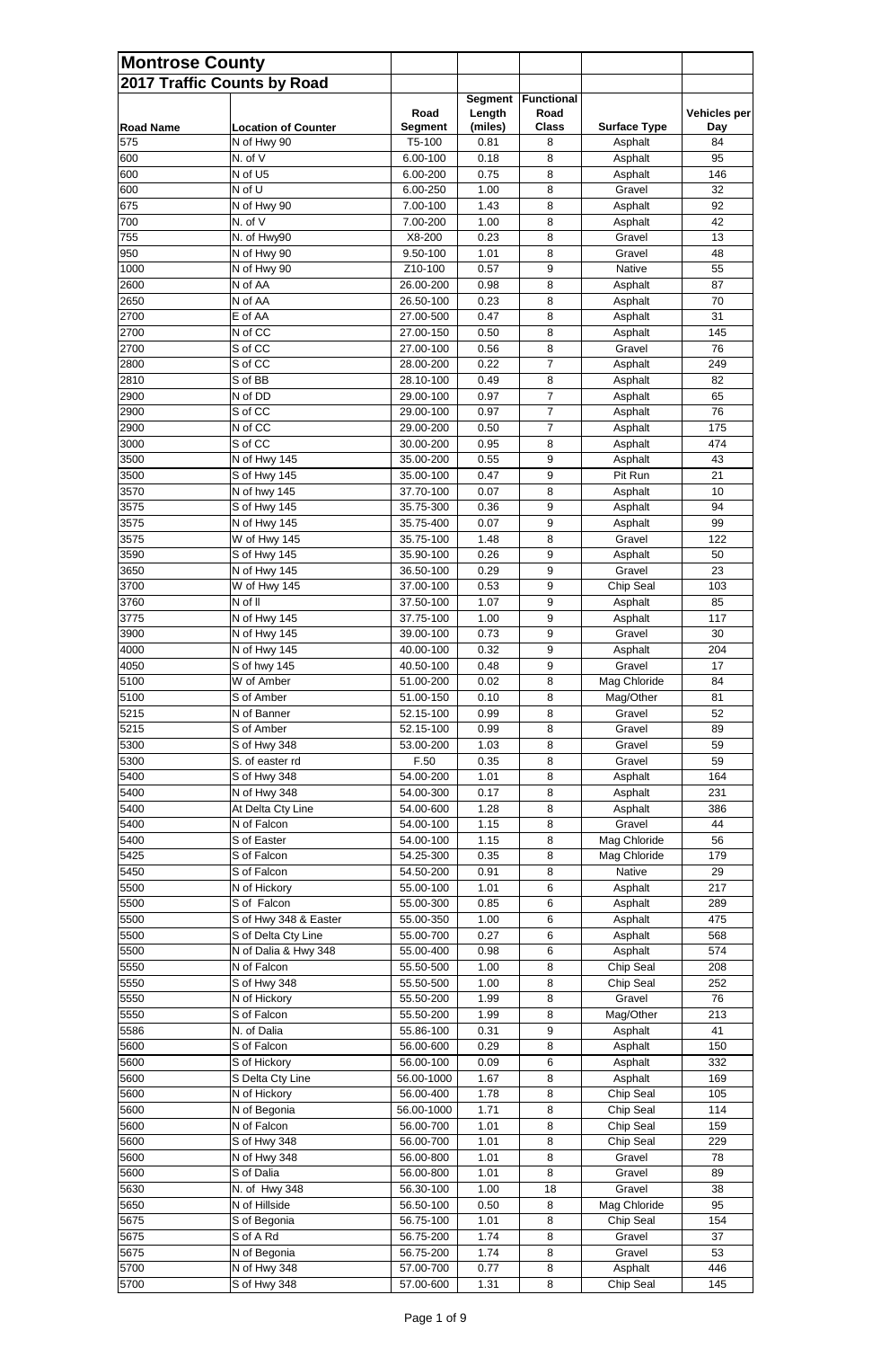# Montrose County

## 2017 Traffic Counts by Road

| Road Name | Location of Counter | Road Segment | Segment Length (miles) | Functional Road Class | Surface Type | Vehicles per Day |
|---|---|---|---|---|---|---|
| 575 | N of Hwy 90 | T5-100 | 0.81 | 8 | Asphalt | 84 |
| 600 | N. of V | 6.00-100 | 0.18 | 8 | Asphalt | 95 |
| 600 | N of U5 | 6.00-200 | 0.75 | 8 | Asphalt | 146 |
| 600 | N of U | 6.00-250 | 1.00 | 8 | Gravel | 32 |
| 675 | N of Hwy 90 | 7.00-100 | 1.43 | 8 | Asphalt | 92 |
| 700 | N. of V | 7.00-200 | 1.00 | 8 | Asphalt | 42 |
| 755 | N. of Hwy90 | X8-200 | 0.23 | 8 | Gravel | 13 |
| 950 | N of Hwy 90 | 9.50-100 | 1.01 | 8 | Gravel | 48 |
| 1000 | N of Hwy 90 | Z10-100 | 0.57 | 9 | Native | 55 |
| 2600 | N of AA | 26.00-200 | 0.98 | 8 | Asphalt | 87 |
| 2650 | N of AA | 26.50-100 | 0.23 | 8 | Asphalt | 70 |
| 2700 | E of AA | 27.00-500 | 0.47 | 8 | Asphalt | 31 |
| 2700 | N of CC | 27.00-150 | 0.50 | 8 | Asphalt | 145 |
| 2700 | S of CC | 27.00-100 | 0.56 | 8 | Gravel | 76 |
| 2800 | S of CC | 28.00-200 | 0.22 | 7 | Asphalt | 249 |
| 2810 | S of BB | 28.10-100 | 0.49 | 8 | Asphalt | 82 |
| 2900 | N of DD | 29.00-100 | 0.97 | 7 | Asphalt | 65 |
| 2900 | S of CC | 29.00-100 | 0.97 | 7 | Asphalt | 76 |
| 2900 | N of CC | 29.00-200 | 0.50 | 7 | Asphalt | 175 |
| 3000 | S of CC | 30.00-200 | 0.95 | 8 | Asphalt | 474 |
| 3500 | N of Hwy 145 | 35.00-200 | 0.55 | 9 | Asphalt | 43 |
| 3500 | S of Hwy 145 | 35.00-100 | 0.47 | 9 | Pit Run | 21 |
| 3570 | N of hwy 145 | 37.70-100 | 0.07 | 8 | Asphalt | 10 |
| 3575 | S of Hwy 145 | 35.75-300 | 0.36 | 9 | Asphalt | 94 |
| 3575 | N of Hwy 145 | 35.75-400 | 0.07 | 9 | Asphalt | 99 |
| 3575 | W of Hwy 145 | 35.75-100 | 1.48 | 8 | Gravel | 122 |
| 3590 | S of Hwy 145 | 35.90-100 | 0.26 | 9 | Asphalt | 50 |
| 3650 | N of Hwy 145 | 36.50-100 | 0.29 | 9 | Gravel | 23 |
| 3700 | W of Hwy 145 | 37.00-100 | 0.53 | 9 | Chip Seal | 103 |
| 3760 | N of II | 37.50-100 | 1.07 | 9 | Asphalt | 85 |
| 3775 | N of Hwy 145 | 37.75-100 | 1.00 | 9 | Asphalt | 117 |
| 3900 | N of Hwy 145 | 39.00-100 | 0.73 | 9 | Gravel | 30 |
| 4000 | N of Hwy 145 | 40.00-100 | 0.32 | 9 | Asphalt | 204 |
| 4050 | S of hwy 145 | 40.50-100 | 0.48 | 9 | Gravel | 17 |
| 5100 | W of Amber | 51.00-200 | 0.02 | 8 | Mag Chloride | 84 |
| 5100 | S of Amber | 51.00-150 | 0.10 | 8 | Mag/Other | 81 |
| 5215 | N of Banner | 52.15-100 | 0.99 | 8 | Gravel | 52 |
| 5215 | S of Amber | 52.15-100 | 0.99 | 8 | Gravel | 89 |
| 5300 | S of Hwy 348 | 53.00-200 | 1.03 | 8 | Gravel | 59 |
| 5300 | S. of easter rd | F.50 | 0.35 | 8 | Gravel | 59 |
| 5400 | S of Hwy 348 | 54.00-200 | 1.01 | 8 | Asphalt | 164 |
| 5400 | N of Hwy 348 | 54.00-300 | 0.17 | 8 | Asphalt | 231 |
| 5400 | At Delta Cty Line | 54.00-600 | 1.28 | 8 | Asphalt | 386 |
| 5400 | N of Falcon | 54.00-100 | 1.15 | 8 | Gravel | 44 |
| 5400 | S of Easter | 54.00-100 | 1.15 | 8 | Mag Chloride | 56 |
| 5425 | S of Falcon | 54.25-300 | 0.35 | 8 | Mag Chloride | 179 |
| 5450 | S of Falcon | 54.50-200 | 0.91 | 8 | Native | 29 |
| 5500 | N of Hickory | 55.00-100 | 1.01 | 6 | Asphalt | 217 |
| 5500 | S of Falcon | 55.00-300 | 0.85 | 6 | Asphalt | 289 |
| 5500 | S of Hwy 348 & Easter | 55.00-350 | 1.00 | 6 | Asphalt | 475 |
| 5500 | S of Delta Cty Line | 55.00-700 | 0.27 | 6 | Asphalt | 568 |
| 5500 | N of Dalia & Hwy 348 | 55.00-400 | 0.98 | 6 | Asphalt | 574 |
| 5550 | N of Falcon | 55.50-500 | 1.00 | 8 | Chip Seal | 208 |
| 5550 | S of Hwy 348 | 55.50-500 | 1.00 | 8 | Chip Seal | 252 |
| 5550 | N of Hickory | 55.50-200 | 1.99 | 8 | Gravel | 76 |
| 5550 | S of Falcon | 55.50-200 | 1.99 | 8 | Mag/Other | 213 |
| 5586 | N. of Dalia | 55.86-100 | 0.31 | 9 | Asphalt | 41 |
| 5600 | S of Falcon | 56.00-600 | 0.29 | 8 | Asphalt | 150 |
| 5600 | S of Hickory | 56.00-100 | 0.09 | 6 | Asphalt | 332 |
| 5600 | S Delta Cty Line | 56.00-1000 | 1.67 | 8 | Asphalt | 169 |
| 5600 | N of Hickory | 56.00-400 | 1.78 | 8 | Chip Seal | 105 |
| 5600 | N of Begonia | 56.00-1000 | 1.71 | 8 | Chip Seal | 114 |
| 5600 | N of Falcon | 56.00-700 | 1.01 | 8 | Chip Seal | 159 |
| 5600 | S of Hwy 348 | 56.00-700 | 1.01 | 8 | Chip Seal | 229 |
| 5600 | N of Hwy 348 | 56.00-800 | 1.01 | 8 | Gravel | 78 |
| 5600 | S of Dalia | 56.00-800 | 1.01 | 8 | Gravel | 89 |
| 5630 | N. of Hwy 348 | 56.30-100 | 1.00 | 18 | Gravel | 38 |
| 5650 | N of Hillside | 56.50-100 | 0.50 | 8 | Mag Chloride | 95 |
| 5675 | S of Begonia | 56.75-100 | 1.01 | 8 | Chip Seal | 154 |
| 5675 | S of A Rd | 56.75-200 | 1.74 | 8 | Gravel | 37 |
| 5675 | N of Begonia | 56.75-200 | 1.74 | 8 | Gravel | 53 |
| 5700 | N of Hwy 348 | 57.00-700 | 0.77 | 8 | Asphalt | 446 |
| 5700 | S of Hwy 348 | 57.00-600 | 1.31 | 8 | Chip Seal | 145 |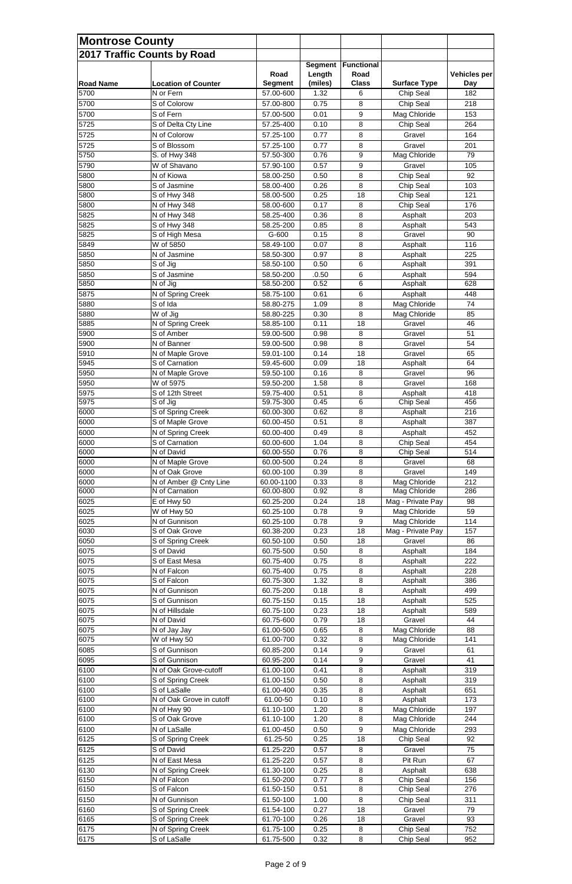## Montrose County

### 2017 Traffic Counts by Road

| Road Name | Location of Counter | Road Segment | Segment Length (miles) | Functional Road Class | Surface Type | Vehicles per Day |
|---|---|---|---|---|---|---|
| 5700 | N or Fern | 57.00-600 | 1.32 | 6 | Chip Seal | 182 |
| 5700 | S of Colorow | 57.00-800 | 0.75 | 8 | Chip Seal | 218 |
| 5700 | S of Fern | 57.00-500 | 0.01 | 9 | Mag Chloride | 153 |
| 5725 | S of Delta Cty Line | 57.25-400 | 0.10 | 8 | Chip Seal | 264 |
| 5725 | N of Colorow | 57.25-100 | 0.77 | 8 | Gravel | 164 |
| 5725 | S of Blossom | 57.25-100 | 0.77 | 8 | Gravel | 201 |
| 5750 | S. of Hwy 348 | 57.50-300 | 0.76 | 9 | Mag Chloride | 79 |
| 5790 | W of Shavano | 57.90-100 | 0.57 | 9 | Gravel | 105 |
| 5800 | N of Kiowa | 58.00-250 | 0.50 | 8 | Chip Seal | 92 |
| 5800 | S of Jasmine | 58.00-400 | 0.26 | 8 | Chip Seal | 103 |
| 5800 | S of Hwy 348 | 58.00-500 | 0.25 | 18 | Chip Seal | 121 |
| 5800 | N of Hwy 348 | 58.00-600 | 0.17 | 8 | Chip Seal | 176 |
| 5825 | N of Hwy 348 | 58.25-400 | 0.36 | 8 | Asphalt | 203 |
| 5825 | S of Hwy 348 | 58.25-200 | 0.85 | 8 | Asphalt | 543 |
| 5825 | S of High Mesa | G-600 | 0.15 | 8 | Gravel | 90 |
| 5849 | W of 5850 | 58.49-100 | 0.07 | 8 | Asphalt | 116 |
| 5850 | N of Jasmine | 58.50-300 | 0.97 | 8 | Asphalt | 225 |
| 5850 | S of Jig | 58.50-100 | 0.50 | 6 | Asphalt | 391 |
| 5850 | S of Jasmine | 58.50-200 | .0.50 | 6 | Asphalt | 594 |
| 5850 | N of Jig | 58.50-200 | 0.52 | 6 | Asphalt | 628 |
| 5875 | N of Spring Creek | 58.75-100 | 0.61 | 6 | Asphalt | 448 |
| 5880 | S of Ida | 58.80-275 | 1.09 | 8 | Mag Chloride | 74 |
| 5880 | W of Jig | 58.80-225 | 0.30 | 8 | Mag Chloride | 85 |
| 5885 | N of Spring Creek | 58.85-100 | 0.11 | 18 | Gravel | 46 |
| 5900 | S of Amber | 59.00-500 | 0.98 | 8 | Gravel | 51 |
| 5900 | N of Banner | 59.00-500 | 0.98 | 8 | Gravel | 54 |
| 5910 | N of Maple Grove | 59.01-100 | 0.14 | 18 | Gravel | 65 |
| 5945 | S of Carnation | 59.45-600 | 0.09 | 18 | Asphalt | 64 |
| 5950 | N of Maple Grove | 59.50-100 | 0.16 | 8 | Gravel | 96 |
| 5950 | W of 5975 | 59.50-200 | 1.58 | 8 | Gravel | 168 |
| 5975 | S of 12th Street | 59.75-400 | 0.51 | 8 | Asphalt | 418 |
| 5975 | S of Jig | 59.75-300 | 0.45 | 6 | Chip Seal | 456 |
| 6000 | S of Spring Creek | 60.00-300 | 0.62 | 8 | Asphalt | 216 |
| 6000 | S of Maple Grove | 60.00-450 | 0.51 | 8 | Asphalt | 387 |
| 6000 | N of Spring Creek | 60.00-400 | 0.49 | 8 | Asphalt | 452 |
| 6000 | S of Carnation | 60.00-600 | 1.04 | 8 | Chip Seal | 454 |
| 6000 | N of David | 60.00-550 | 0.76 | 8 | Chip Seal | 514 |
| 6000 | N of Maple Grove | 60.00-500 | 0.24 | 8 | Gravel | 68 |
| 6000 | N of Oak Grove | 60.00-100 | 0.39 | 8 | Gravel | 149 |
| 6000 | N of Amber @ Cnty Line | 60.00-1100 | 0.33 | 8 | Mag Chloride | 212 |
| 6000 | N of Carnation | 60.00-800 | 0.92 | 8 | Mag Chloride | 286 |
| 6025 | E of Hwy 50 | 60.25-200 | 0.24 | 18 | Mag - Private Pay | 98 |
| 6025 | W of Hwy 50 | 60.25-100 | 0.78 | 9 | Mag Chloride | 59 |
| 6025 | N of Gunnison | 60.25-100 | 0.78 | 9 | Mag Chloride | 114 |
| 6030 | S of Oak Grove | 60.38-200 | 0.23 | 18 | Mag - Private Pay | 157 |
| 6050 | S of Spring Creek | 60.50-100 | 0.50 | 18 | Gravel | 86 |
| 6075 | S of David | 60.75-500 | 0.50 | 8 | Asphalt | 184 |
| 6075 | S of East Mesa | 60.75-400 | 0.75 | 8 | Asphalt | 222 |
| 6075 | N of Falcon | 60.75-400 | 0.75 | 8 | Asphalt | 228 |
| 6075 | S of Falcon | 60.75-300 | 1.32 | 8 | Asphalt | 386 |
| 6075 | N of Gunnison | 60.75-200 | 0.18 | 8 | Asphalt | 499 |
| 6075 | S of Gunnison | 60.75-150 | 0.15 | 18 | Asphalt | 525 |
| 6075 | N of Hillsdale | 60.75-100 | 0.23 | 18 | Asphalt | 589 |
| 6075 | N of David | 60.75-600 | 0.79 | 18 | Gravel | 44 |
| 6075 | N of Jay Jay | 61.00-500 | 0.65 | 8 | Mag Chloride | 88 |
| 6075 | W of Hwy 50 | 61.00-700 | 0.32 | 8 | Mag Chloride | 141 |
| 6085 | S of Gunnison | 60.85-200 | 0.14 | 9 | Gravel | 61 |
| 6095 | S of Gunnison | 60.95-200 | 0.14 | 9 | Gravel | 41 |
| 6100 | N of Oak Grove-cutoff | 61.00-100 | 0.41 | 8 | Asphalt | 319 |
| 6100 | S of Spring Creek | 61.00-150 | 0.50 | 8 | Asphalt | 319 |
| 6100 | S of LaSalle | 61.00-400 | 0.35 | 8 | Asphalt | 651 |
| 6100 | N of Oak Grove in cutoff | 61.00-50 | 0.10 | 8 | Asphalt | 173 |
| 6100 | N of Hwy 90 | 61.10-100 | 1.20 | 8 | Mag Chloride | 197 |
| 6100 | S of Oak Grove | 61.10-100 | 1.20 | 8 | Mag Chloride | 244 |
| 6100 | N of LaSalle | 61.00-450 | 0.50 | 9 | Mag Chloride | 293 |
| 6125 | S of Spring Creek | 61.25-50 | 0.25 | 18 | Chip Seal | 92 |
| 6125 | S of David | 61.25-220 | 0.57 | 8 | Gravel | 75 |
| 6125 | N of East Mesa | 61.25-220 | 0.57 | 8 | Pit Run | 67 |
| 6130 | N of Spring Creek | 61.30-100 | 0.25 | 8 | Asphalt | 638 |
| 6150 | N of Falcon | 61.50-200 | 0.77 | 8 | Chip Seal | 156 |
| 6150 | S of Falcon | 61.50-150 | 0.51 | 8 | Chip Seal | 276 |
| 6150 | N of Gunnison | 61.50-100 | 1.00 | 8 | Chip Seal | 311 |
| 6160 | S of Spring Creek | 61.54-100 | 0.27 | 18 | Gravel | 79 |
| 6165 | S of Spring Creek | 61.70-100 | 0.26 | 18 | Gravel | 93 |
| 6175 | N of Spring Creek | 61.75-100 | 0.25 | 8 | Chip Seal | 752 |
| 6175 | S of LaSalle | 61.75-500 | 0.32 | 8 | Chip Seal | 952 |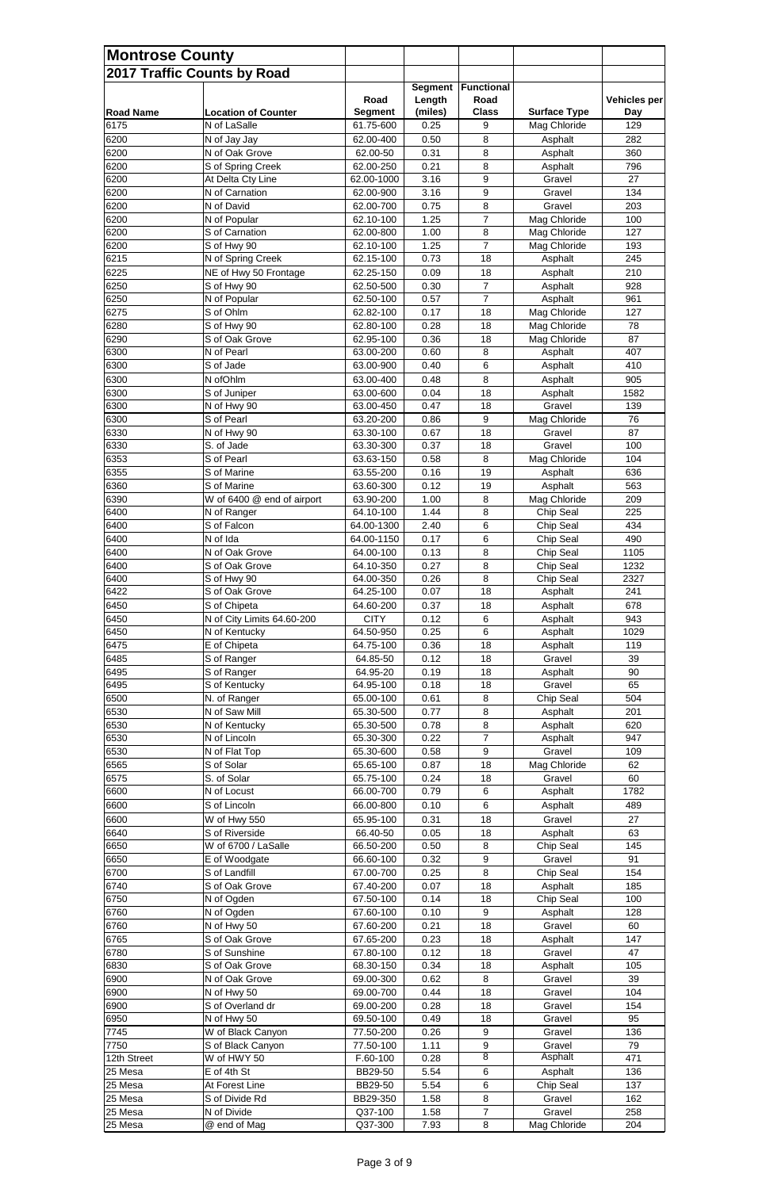## Montrose County

### 2017 Traffic Counts by Road

| Road Name | Location of Counter | Road Segment | Segment Length (miles) | Functional Road Class | Surface Type | Vehicles per Day |
|---|---|---|---|---|---|---|
| 6175 | N of LaSalle | 61.75-600 | 0.25 | 9 | Mag Chloride | 129 |
| 6200 | N of Jay Jay | 62.00-400 | 0.50 | 8 | Asphalt | 282 |
| 6200 | N of Oak Grove | 62.00-50 | 0.31 | 8 | Asphalt | 360 |
| 6200 | S of Spring Creek | 62.00-250 | 0.21 | 8 | Asphalt | 796 |
| 6200 | At Delta Cty Line | 62.00-1000 | 3.16 | 9 | Gravel | 27 |
| 6200 | N of Carnation | 62.00-900 | 3.16 | 9 | Gravel | 134 |
| 6200 | N of David | 62.00-700 | 0.75 | 8 | Gravel | 203 |
| 6200 | N of Popular | 62.10-100 | 1.25 | 7 | Mag Chloride | 100 |
| 6200 | S of Carnation | 62.00-800 | 1.00 | 8 | Mag Chloride | 127 |
| 6200 | S of Hwy 90 | 62.10-100 | 1.25 | 7 | Mag Chloride | 193 |
| 6215 | N of Spring Creek | 62.15-100 | 0.73 | 18 | Asphalt | 245 |
| 6225 | NE of Hwy 50 Frontage | 62.25-150 | 0.09 | 18 | Asphalt | 210 |
| 6250 | S of Hwy 90 | 62.50-500 | 0.30 | 7 | Asphalt | 928 |
| 6250 | N of Popular | 62.50-100 | 0.57 | 7 | Asphalt | 961 |
| 6275 | S of Ohlm | 62.82-100 | 0.17 | 18 | Mag Chloride | 127 |
| 6280 | S of Hwy 90 | 62.80-100 | 0.28 | 18 | Mag Chloride | 78 |
| 6290 | S of Oak Grove | 62.95-100 | 0.36 | 18 | Mag Chloride | 87 |
| 6300 | N of Pearl | 63.00-200 | 0.60 | 8 | Asphalt | 407 |
| 6300 | S of Jade | 63.00-900 | 0.40 | 6 | Asphalt | 410 |
| 6300 | N ofOhlm | 63.00-400 | 0.48 | 8 | Asphalt | 905 |
| 6300 | S of Juniper | 63.00-600 | 0.04 | 18 | Asphalt | 1582 |
| 6300 | N of Hwy 90 | 63.00-450 | 0.47 | 18 | Gravel | 139 |
| 6300 | S of Pearl | 63.20-200 | 0.86 | 9 | Mag Chloride | 76 |
| 6330 | N of Hwy 90 | 63.30-100 | 0.67 | 18 | Gravel | 87 |
| 6330 | S. of Jade | 63.30-300 | 0.37 | 18 | Gravel | 100 |
| 6353 | S of Pearl | 63.63-150 | 0.58 | 8 | Mag Chloride | 104 |
| 6355 | S of Marine | 63.55-200 | 0.16 | 19 | Asphalt | 636 |
| 6360 | S of Marine | 63.60-300 | 0.12 | 19 | Asphalt | 563 |
| 6390 | W of 6400 @ end of airport | 63.90-200 | 1.00 | 8 | Mag Chloride | 209 |
| 6400 | N of Ranger | 64.10-100 | 1.44 | 8 | Chip Seal | 225 |
| 6400 | S of Falcon | 64.00-1300 | 2.40 | 6 | Chip Seal | 434 |
| 6400 | N of Ida | 64.00-1150 | 0.17 | 6 | Chip Seal | 490 |
| 6400 | N of Oak Grove | 64.00-100 | 0.13 | 8 | Chip Seal | 1105 |
| 6400 | S of Oak Grove | 64.10-350 | 0.27 | 8 | Chip Seal | 1232 |
| 6400 | S of Hwy 90 | 64.00-350 | 0.26 | 8 | Chip Seal | 2327 |
| 6422 | S of Oak Grove | 64.25-100 | 0.07 | 18 | Asphalt | 241 |
| 6450 | S of Chipeta | 64.60-200 | 0.37 | 18 | Asphalt | 678 |
| 6450 | N of City Limits 64.60-200 | CITY | 0.12 | 6 | Asphalt | 943 |
| 6450 | N of Kentucky | 64.50-950 | 0.25 | 6 | Asphalt | 1029 |
| 6475 | E of Chipeta | 64.75-100 | 0.36 | 18 | Asphalt | 119 |
| 6485 | S of Ranger | 64.85-50 | 0.12 | 18 | Gravel | 39 |
| 6495 | S of Ranger | 64.95-20 | 0.19 | 18 | Asphalt | 90 |
| 6495 | S of Kentucky | 64.95-100 | 0.18 | 18 | Gravel | 65 |
| 6500 | N. of Ranger | 65.00-100 | 0.61 | 8 | Chip Seal | 504 |
| 6530 | N of Saw Mill | 65.30-500 | 0.77 | 8 | Asphalt | 201 |
| 6530 | N of Kentucky | 65.30-500 | 0.78 | 8 | Asphalt | 620 |
| 6530 | N of Lincoln | 65.30-300 | 0.22 | 7 | Asphalt | 947 |
| 6530 | N of Flat Top | 65.30-600 | 0.58 | 9 | Gravel | 109 |
| 6565 | S of Solar | 65.65-100 | 0.87 | 18 | Mag Chloride | 62 |
| 6575 | S. of Solar | 65.75-100 | 0.24 | 18 | Gravel | 60 |
| 6600 | N of Locust | 66.00-700 | 0.79 | 6 | Asphalt | 1782 |
| 6600 | S of Lincoln | 66.00-800 | 0.10 | 6 | Asphalt | 489 |
| 6600 | W of Hwy 550 | 65.95-100 | 0.31 | 18 | Gravel | 27 |
| 6640 | S of Riverside | 66.40-50 | 0.05 | 18 | Asphalt | 63 |
| 6650 | W of 6700 / LaSalle | 66.50-200 | 0.50 | 8 | Chip Seal | 145 |
| 6650 | E of Woodgate | 66.60-100 | 0.32 | 9 | Gravel | 91 |
| 6700 | S of Landfill | 67.00-700 | 0.25 | 8 | Chip Seal | 154 |
| 6740 | S of Oak Grove | 67.40-200 | 0.07 | 18 | Asphalt | 185 |
| 6750 | N of Ogden | 67.50-100 | 0.14 | 18 | Chip Seal | 100 |
| 6760 | N of Ogden | 67.60-100 | 0.10 | 9 | Asphalt | 128 |
| 6760 | N of Hwy 50 | 67.60-200 | 0.21 | 18 | Gravel | 60 |
| 6765 | S of Oak Grove | 67.65-200 | 0.23 | 18 | Asphalt | 147 |
| 6780 | S of Sunshine | 67.80-100 | 0.12 | 18 | Gravel | 47 |
| 6830 | S of Oak Grove | 68.30-150 | 0.34 | 18 | Asphalt | 105 |
| 6900 | N of Oak Grove | 69.00-300 | 0.62 | 8 | Gravel | 39 |
| 6900 | N of Hwy 50 | 69.00-700 | 0.44 | 18 | Gravel | 104 |
| 6900 | S of Overland dr | 69.00-200 | 0.28 | 18 | Gravel | 154 |
| 6950 | N of Hwy 50 | 69.50-100 | 0.49 | 18 | Gravel | 95 |
| 7745 | W of Black Canyon | 77.50-200 | 0.26 | 9 | Gravel | 136 |
| 7750 | S of Black Canyon | 77.50-100 | 1.11 | 9 | Gravel | 79 |
| 12th Street | W of HWY 50 | F.60-100 | 0.28 | 8 | Asphalt | 471 |
| 25 Mesa | E of 4th St | BB29-50 | 5.54 | 6 | Asphalt | 136 |
| 25 Mesa | At Forest Line | BB29-50 | 5.54 | 6 | Chip Seal | 137 |
| 25 Mesa | S of Divide Rd | BB29-350 | 1.58 | 8 | Gravel | 162 |
| 25 Mesa | N of Divide | Q37-100 | 1.58 | 7 | Gravel | 258 |
| 25 Mesa | @ end of Mag | Q37-300 | 7.93 | 8 | Mag Chloride | 204 |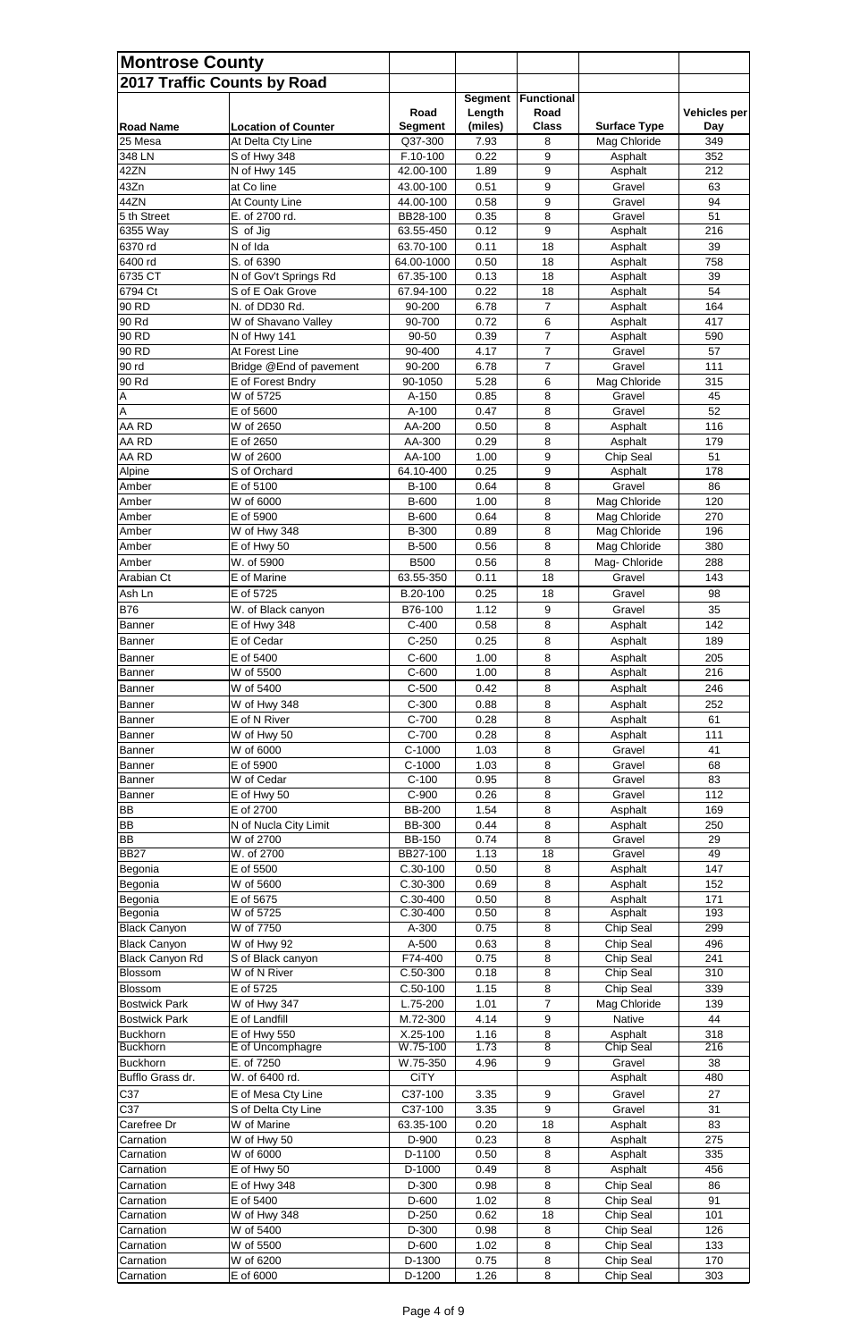| Montrose County | | | | | | |
|---|---|---|---|---|---|---|
| **2017 Traffic Counts by Road** | | | | | | |
| **Road Name** | **Location of Counter** | **Road Segment** | **Segment Length (miles)** | **Functional Road Class** | **Surface Type** | **Vehicles per Day** |
| 25 Mesa | At Delta Cty Line | Q37-300 | 7.93 | 8 | Mag Chloride | 349 |
| 348 LN | S of Hwy 348 | F.10-100 | 0.22 | 9 | Asphalt | 352 |
| 42ZN | N of Hwy 145 | 42.00-100 | 1.89 | 9 | Asphalt | 212 |
| 43Zn | at Co line | 43.00-100 | 0.51 | 9 | Gravel | 63 |
| 44ZN | At County Line | 44.00-100 | 0.58 | 9 | Gravel | 94 |
| 5 th Street | E. of 2700 rd. | BB28-100 | 0.35 | 8 | Gravel | 51 |
| 6355 Way | S of Jig | 63.55-450 | 0.12 | 9 | Asphalt | 216 |
| 6370 rd | N of Ida | 63.70-100 | 0.11 | 18 | Asphalt | 39 |
| 6400 rd | S. of 6390 | 64.00-1000 | 0.50 | 18 | Asphalt | 758 |
| 6735 CT | N of Gov't Springs Rd | 67.35-100 | 0.13 | 18 | Asphalt | 39 |
| 6794 Ct | S of E Oak Grove | 67.94-100 | 0.22 | 18 | Asphalt | 54 |
| 90 RD | N. of DD30 Rd. | 90-200 | 6.78 | 7 | Asphalt | 164 |
| 90 Rd | W of Shavano Valley | 90-700 | 0.72 | 6 | Asphalt | 417 |
| 90 RD | N of Hwy 141 | 90-50 | 0.39 | 7 | Asphalt | 590 |
| 90 RD | At Forest Line | 90-400 | 4.17 | 7 | Gravel | 57 |
| 90 rd | Bridge @End of pavement | 90-200 | 6.78 | 7 | Gravel | 111 |
| 90 Rd | E of Forest Bndry | 90-1050 | 5.28 | 6 | Mag Chloride | 315 |
| A | W of 5725 | A-150 | 0.85 | 8 | Gravel | 45 |
| A | E of 5600 | A-100 | 0.47 | 8 | Gravel | 52 |
| AA RD | W of 2650 | AA-200 | 0.50 | 8 | Asphalt | 116 |
| AA RD | E of 2650 | AA-300 | 0.29 | 8 | Asphalt | 179 |
| AA RD | W of 2600 | AA-100 | 1.00 | 9 | Chip Seal | 51 |
| Alpine | S of Orchard | 64.10-400 | 0.25 | 9 | Asphalt | 178 |
| Amber | E of 5100 | B-100 | 0.64 | 8 | Gravel | 86 |
| Amber | W of 6000 | B-600 | 1.00 | 8 | Mag Chloride | 120 |
| Amber | E of 5900 | B-600 | 0.64 | 8 | Mag Chloride | 270 |
| Amber | W of Hwy 348 | B-300 | 0.89 | 8 | Mag Chloride | 196 |
| Amber | E of Hwy 50 | B-500 | 0.56 | 8 | Mag Chloride | 380 |
| Amber | W. of 5900 | B500 | 0.56 | 8 | Mag- Chloride | 288 |
| Arabian Ct | E of Marine | 63.55-350 | 0.11 | 18 | Gravel | 143 |
| Ash Ln | E of 5725 | B.20-100 | 0.25 | 18 | Gravel | 98 |
| B76 | W. of Black canyon | B76-100 | 1.12 | 9 | Gravel | 35 |
| Banner | E of Hwy 348 | C-400 | 0.58 | 8 | Asphalt | 142 |
| Banner | E of Cedar | C-250 | 0.25 | 8 | Asphalt | 189 |
| Banner | E of 5400 | C-600 | 1.00 | 8 | Asphalt | 205 |
| Banner | W of 5500 | C-600 | 1.00 | 8 | Asphalt | 216 |
| Banner | W of 5400 | C-500 | 0.42 | 8 | Asphalt | 246 |
| Banner | W of Hwy 348 | C-300 | 0.88 | 8 | Asphalt | 252 |
| Banner | E of N River | C-700 | 0.28 | 8 | Asphalt | 61 |
| Banner | W of Hwy 50 | C-700 | 0.28 | 8 | Asphalt | 111 |
| Banner | W of 6000 | C-1000 | 1.03 | 8 | Gravel | 41 |
| Banner | E of 5900 | C-1000 | 1.03 | 8 | Gravel | 68 |
| Banner | W of Cedar | C-100 | 0.95 | 8 | Gravel | 83 |
| Banner | E of Hwy 50 | C-900 | 0.26 | 8 | Gravel | 112 |
| BB | E of 2700 | BB-200 | 1.54 | 8 | Asphalt | 169 |
| BB | N of Nucla City Limit | BB-300 | 0.44 | 8 | Asphalt | 250 |
| BB | W of 2700 | BB-150 | 0.74 | 8 | Gravel | 29 |
| BB27 | W. of 2700 | BB27-100 | 1.13 | 18 | Gravel | 49 |
| Begonia | E of 5500 | C.30-100 | 0.50 | 8 | Asphalt | 147 |
| Begonia | W of 5600 | C.30-300 | 0.69 | 8 | Asphalt | 152 |
| Begonia | E of 5675 | C.30-400 | 0.50 | 8 | Asphalt | 171 |
| Begonia | W of 5725 | C.30-400 | 0.50 | 8 | Asphalt | 193 |
| Black Canyon | W of 7750 | A-300 | 0.75 | 8 | Chip Seal | 299 |
| Black Canyon | W of Hwy 92 | A-500 | 0.63 | 8 | Chip Seal | 496 |
| Black Canyon Rd | S of Black canyon | F74-400 | 0.75 | 8 | Chip Seal | 241 |
| Blossom | W of N River | C.50-300 | 0.18 | 8 | Chip Seal | 310 |
| Blossom | E of 5725 | C.50-100 | 1.15 | 8 | Chip Seal | 339 |
| Bostwick Park | W of Hwy 347 | L.75-200 | 1.01 | 7 | Mag Chloride | 139 |
| Bostwick Park | E of Landfill | M.72-300 | 4.14 | 9 | Native | 44 |
| Buckhorn | E of Hwy 550 | X.25-100 | 1.16 | 8 | Asphalt | 318 |
| Buckhorn | E of Uncomphagre | W.75-100 | 1.73 | 8 | Chip Seal | 216 |
| Buckhorn | E. of 7250 | W.75-350 | 4.96 | 9 | Gravel | 38 |
| Bufflo Grass dr. | W. of 6400 rd. | CiTY | | | Asphalt | 480 |
| C37 | E of Mesa Cty Line | C37-100 | 3.35 | 9 | Gravel | 27 |
| C37 | S of Delta Cty Line | C37-100 | 3.35 | 9 | Gravel | 31 |
| Carefree Dr | W of Marine | 63.35-100 | 0.20 | 18 | Asphalt | 83 |
| Carnation | W of Hwy 50 | D-900 | 0.23 | 8 | Asphalt | 275 |
| Carnation | W of 6000 | D-1100 | 0.50 | 8 | Asphalt | 335 |
| Carnation | E of Hwy 50 | D-1000 | 0.49 | 8 | Asphalt | 456 |
| Carnation | E of Hwy 348 | D-300 | 0.98 | 8 | Chip Seal | 86 |
| Carnation | E of 5400 | D-600 | 1.02 | 8 | Chip Seal | 91 |
| Carnation | W of Hwy 348 | D-250 | 0.62 | 18 | Chip Seal | 101 |
| Carnation | W of 5400 | D-300 | 0.98 | 8 | Chip Seal | 126 |
| Carnation | W of 5500 | D-600 | 1.02 | 8 | Chip Seal | 133 |
| Carnation | W of 6200 | D-1300 | 0.75 | 8 | Chip Seal | 170 |
| Carnation | E of 6000 | D-1200 | 1.26 | 8 | Chip Seal | 303 |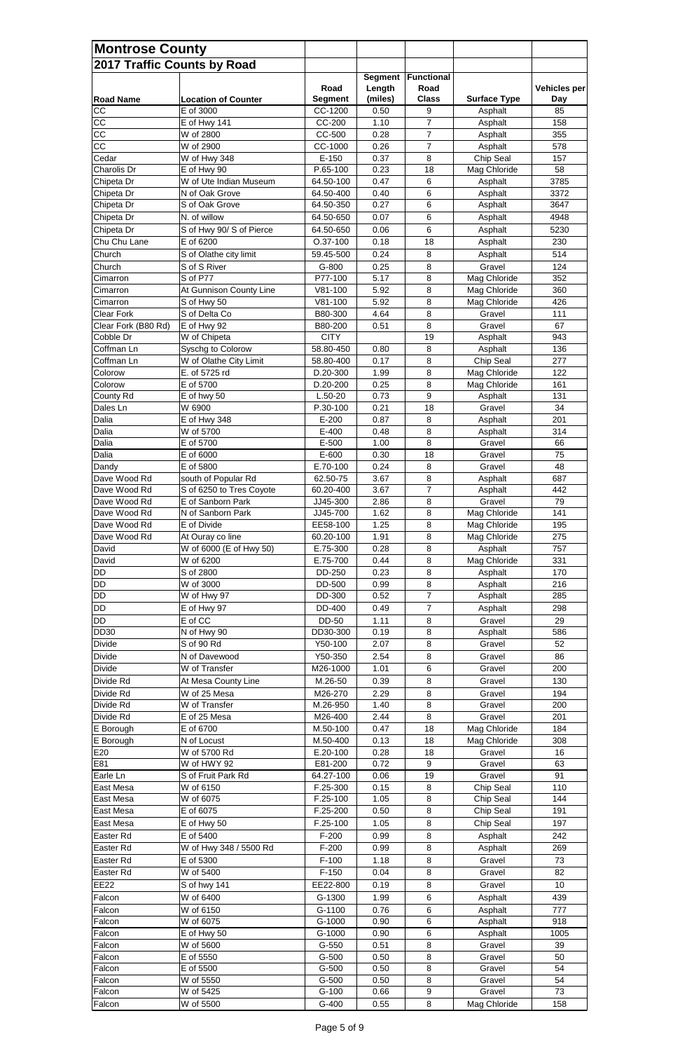## Montrose County

### 2017 Traffic Counts by Road

| Road Name | Location of Counter | Road Segment | Segment Length (miles) | Functional Road Class | Surface Type | Vehicles per Day |
|---|---|---|---|---|---|---|
| CC | E of 3000 | CC-1200 | 0.50 | 9 | Asphalt | 85 |
| CC | E of Hwy 141 | CC-200 | 1.10 | 7 | Asphalt | 158 |
| CC | W of 2800 | CC-500 | 0.28 | 7 | Asphalt | 355 |
| CC | W of 2900 | CC-1000 | 0.26 | 7 | Asphalt | 578 |
| Cedar | W of Hwy 348 | E-150 | 0.37 | 8 | Chip Seal | 157 |
| Charolis Dr | E of Hwy 90 | P.65-100 | 0.23 | 18 | Mag Chloride | 58 |
| Chipeta Dr | W of Ute Indian Museum | 64.50-100 | 0.47 | 6 | Asphalt | 3785 |
| Chipeta Dr | N of Oak Grove | 64.50-400 | 0.40 | 6 | Asphalt | 3372 |
| Chipeta Dr | S of Oak Grove | 64.50-350 | 0.27 | 6 | Asphalt | 3647 |
| Chipeta Dr | N. of willow | 64.50-650 | 0.07 | 6 | Asphalt | 4948 |
| Chipeta Dr | S of Hwy 90/ S of Pierce | 64.50-650 | 0.06 | 6 | Asphalt | 5230 |
| Chu Chu Lane | E of 6200 | O.37-100 | 0.18 | 18 | Asphalt | 230 |
| Church | S of Olathe city limit | 59.45-500 | 0.24 | 8 | Asphalt | 514 |
| Church | S of S River | G-800 | 0.25 | 8 | Gravel | 124 |
| Cimarron | S of P77 | P77-100 | 5.17 | 8 | Mag Chloride | 352 |
| Cimarron | At Gunnison County Line | V81-100 | 5.92 | 8 | Mag Chloride | 360 |
| Cimarron | S of Hwy 50 | V81-100 | 5.92 | 8 | Mag Chloride | 426 |
| Clear Fork | S of Delta Co | B80-300 | 4.64 | 8 | Gravel | 111 |
| Clear Fork (B80 Rd) | E of Hwy 92 | B80-200 | 0.51 | 8 | Gravel | 67 |
| Cobble Dr | W of Chipeta | CITY | | 19 | Asphalt | 943 |
| Coffman Ln | Syschg to Colorow | 58.80-450 | 0.80 | 8 | Asphalt | 136 |
| Coffman Ln | W of Olathe City Limit | 58.80-400 | 0.17 | 8 | Chip Seal | 277 |
| Colorow | E. of 5725 rd | D.20-300 | 1.99 | 8 | Mag Chloride | 122 |
| Colorow | E of 5700 | D.20-200 | 0.25 | 8 | Mag Chloride | 161 |
| County Rd | E of hwy 50 | L.50-20 | 0.73 | 9 | Asphalt | 131 |
| Dales Ln | W 6900 | P.30-100 | 0.21 | 18 | Gravel | 34 |
| Dalia | E of Hwy 348 | E-200 | 0.87 | 8 | Asphalt | 201 |
| Dalia | W of 5700 | E-400 | 0.48 | 8 | Asphalt | 314 |
| Dalia | E of 5700 | E-500 | 1.00 | 8 | Gravel | 66 |
| Dalia | E of 6000 | E-600 | 0.30 | 18 | Gravel | 75 |
| Dandy | E of 5800 | E.70-100 | 0.24 | 8 | Gravel | 48 |
| Dave Wood Rd | south of Popular Rd | 62.50-75 | 3.67 | 8 | Asphalt | 687 |
| Dave Wood Rd | S of 6250 to Tres Coyote | 60.20-400 | 3.67 | 7 | Asphalt | 442 |
| Dave Wood Rd | E of Sanborn Park | JJ45-300 | 2.86 | 8 | Gravel | 79 |
| Dave Wood Rd | N of Sanborn Park | JJ45-700 | 1.62 | 8 | Mag Chloride | 141 |
| Dave Wood Rd | E of Divide | EE58-100 | 1.25 | 8 | Mag Chloride | 195 |
| Dave Wood Rd | At Ouray co line | 60.20-100 | 1.91 | 8 | Mag Chloride | 275 |
| David | W of 6000 (E of Hwy 50) | E.75-300 | 0.28 | 8 | Asphalt | 757 |
| David | W of 6200 | E.75-700 | 0.44 | 8 | Mag Chloride | 331 |
| DD | S of 2800 | DD-250 | 0.23 | 8 | Asphalt | 170 |
| DD | W of 3000 | DD-500 | 0.99 | 8 | Asphalt | 216 |
| DD | W of Hwy 97 | DD-300 | 0.52 | 7 | Asphalt | 285 |
| DD | E of Hwy 97 | DD-400 | 0.49 | 7 | Asphalt | 298 |
| DD | E of CC | DD-50 | 1.11 | 8 | Gravel | 29 |
| DD30 | N of Hwy 90 | DD30-300 | 0.19 | 8 | Asphalt | 586 |
| Divide | S of 90 Rd | Y50-100 | 2.07 | 8 | Gravel | 52 |
| Divide | N of Davewood | Y50-350 | 2.54 | 8 | Gravel | 86 |
| Divide | W of Transfer | M26-1000 | 1.01 | 6 | Gravel | 200 |
| Divide Rd | At Mesa County Line | M.26-50 | 0.39 | 8 | Gravel | 130 |
| Divide Rd | W of 25 Mesa | M26-270 | 2.29 | 8 | Gravel | 194 |
| Divide Rd | W of Transfer | M.26-950 | 1.40 | 8 | Gravel | 200 |
| Divide Rd | E of 25 Mesa | M26-400 | 2.44 | 8 | Gravel | 201 |
| E Borough | E of 6700 | M.50-100 | 0.47 | 18 | Mag Chloride | 184 |
| E Borough | N of Locust | M.50-400 | 0.13 | 18 | Mag Chloride | 308 |
| E20 | W of 5700 Rd | E.20-100 | 0.28 | 18 | Gravel | 16 |
| E81 | W of HWY 92 | E81-200 | 0.72 | 9 | Gravel | 63 |
| Earle Ln | S of Fruit Park Rd | 64.27-100 | 0.06 | 19 | Gravel | 91 |
| East Mesa | W of 6150 | F.25-300 | 0.15 | 8 | Chip Seal | 110 |
| East Mesa | W of 6075 | F.25-100 | 1.05 | 8 | Chip Seal | 144 |
| East Mesa | E of 6075 | F.25-200 | 0.50 | 8 | Chip Seal | 191 |
| East Mesa | E of Hwy 50 | F.25-100 | 1.05 | 8 | Chip Seal | 197 |
| Easter Rd | E of 5400 | F-200 | 0.99 | 8 | Asphalt | 242 |
| Easter Rd | W of Hwy 348 / 5500 Rd | F-200 | 0.99 | 8 | Asphalt | 269 |
| Easter Rd | E of 5300 | F-100 | 1.18 | 8 | Gravel | 73 |
| Easter Rd | W of 5400 | F-150 | 0.04 | 8 | Gravel | 82 |
| EE22 | S of hwy 141 | EE22-800 | 0.19 | 8 | Gravel | 10 |
| Falcon | W of 6400 | G-1300 | 1.99 | 6 | Asphalt | 439 |
| Falcon | W of 6150 | G-1100 | 0.76 | 6 | Asphalt | 777 |
| Falcon | W of 6075 | G-1000 | 0.90 | 6 | Asphalt | 918 |
| Falcon | E of Hwy 50 | G-1000 | 0.90 | 6 | Asphalt | 1005 |
| Falcon | W of 5600 | G-550 | 0.51 | 8 | Gravel | 39 |
| Falcon | E of 5550 | G-500 | 0.50 | 8 | Gravel | 50 |
| Falcon | E of 5500 | G-500 | 0.50 | 8 | Gravel | 54 |
| Falcon | W of 5550 | G-500 | 0.50 | 8 | Gravel | 54 |
| Falcon | W of 5425 | G-100 | 0.66 | 9 | Gravel | 73 |
| Falcon | W of 5500 | G-400 | 0.55 | 8 | Mag Chloride | 158 |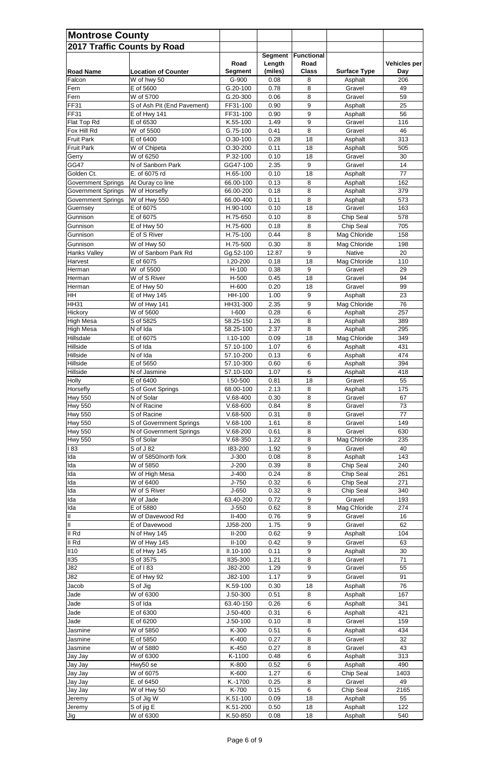## Montrose County

### 2017 Traffic Counts by Road

| Road Name | Location of Counter | Road Segment | Segment Length (miles) | Functional Road Class | Surface Type | Vehicles per Day |
|---|---|---|---|---|---|---|
| Falcon | W of hwy 50 | G-900 | 0.08 | 8 | Asphalt | 206 |
| Fern | E of 5600 | G.20-100 | 0.78 | 8 | Gravel | 49 |
| Fern | W of 5700 | G.20-300 | 0.06 | 8 | Gravel | 59 |
| FF31 | S of Ash Pit (End Pavement) | FF31-100 | 0.90 | 9 | Asphalt | 25 |
| FF31 | E of Hwy 141 | FF31-100 | 0.90 | 9 | Asphalt | 56 |
| Flat Top Rd | E of 6530 | K.55-100 | 1.49 | 9 | Gravel | 116 |
| Fox Hill Rd | W of 5500 | G.75-100 | 0.41 | 8 | Gravel | 46 |
| Fruit Park | E of 6400 | O.30-100 | 0.28 | 18 | Asphalt | 313 |
| Fruit Park | W of Chipeta | O.30-200 | 0.11 | 18 | Asphalt | 505 |
| Gerry | W of 6250 | P.32-100 | 0.10 | 18 | Gravel | 30 |
| GG47 | N of Sanborn Park | GG47-100 | 2.35 | 9 | Gravel | 14 |
| Golden Ct. | E. of 6075 rd | H.65-100 | 0.10 | 18 | Asphalt | 77 |
| Government Springs | At Ouray co line | 66.00-100 | 0.13 | 8 | Asphalt | 162 |
| Government Springs | W of Horsefly | 66.00-200 | 0.18 | 8 | Asphalt | 379 |
| Government Springs | W of Hwy 550 | 66.00-400 | 0.11 | 8 | Asphalt | 573 |
| Guernsey | E of 6075 | H.90-100 | 0.10 | 18 | Gravel | 163 |
| Gunnison | E of 6075 | H.75-650 | 0.10 | 8 | Chip Seal | 578 |
| Gunnison | E of Hwy 50 | H.75-600 | 0.18 | 8 | Chip Seal | 705 |
| Gunnison | E of S River | H.75-100 | 0.44 | 8 | Mag Chloride | 158 |
| Gunnison | W of Hwy 50 | H.75-500 | 0.30 | 8 | Mag Chloride | 198 |
| Hanks Valley | W of Sanborn Park Rd | Gg.52-100 | 12.87 | 9 | Native | 20 |
| Harvest | E of 6075 | I.20-200 | 0.18 | 18 | Mag Chloride | 110 |
| Herman | W of 5500 | H-100 | 0.38 | 9 | Gravel | 29 |
| Herman | W of S River | H-500 | 0.45 | 18 | Gravel | 94 |
| Herman | E of Hwy 50 | H-600 | 0.20 | 18 | Gravel | 99 |
| HH | E of Hwy 145 | HH-100 | 1.00 | 9 | Asphalt | 23 |
| HH31 | W of Hwy 141 | HH31-300 | 2.35 | 9 | Mag Chloride | 76 |
| Hickory | W of 5600 | I-600 | 0.28 | 6 | Asphalt | 257 |
| High Mesa | S of 5825 | 58.25-150 | 1.26 | 8 | Asphalt | 389 |
| High Mesa | N of Ida | 58.25-100 | 2.37 | 8 | Asphalt | 295 |
| Hillsdale | E of 6075 | I.10-100 | 0.09 | 18 | Mag Chloride | 349 |
| Hillside | S of Ida | 57.10-100 | 1.07 | 6 | Asphalt | 431 |
| Hillside | N of Ida | 57.10-200 | 0.13 | 6 | Asphalt | 474 |
| Hillside | E of 5650 | 57.10-300 | 0.60 | 6 | Asphalt | 394 |
| Hillside | N of Jasmine | 57.10-100 | 1.07 | 6 | Asphalt | 418 |
| Holly | E of 6400 | I.50-500 | 0.81 | 18 | Gravel | 55 |
| Horsefly | S of Govt Springs | 68.00-100 | 2.13 | 8 | Asphalt | 175 |
| Hwy 550 | N of Solar | V.68-400 | 0.30 | 8 | Gravel | 67 |
| Hwy 550 | N of Racine | V.68-600 | 0.84 | 8 | Gravel | 73 |
| Hwy 550 | S of Racine | V.68-500 | 0.31 | 8 | Gravel | 77 |
| Hwy 550 | S of Government Springs | V.68-100 | 1.61 | 8 | Gravel | 149 |
| Hwy 550 | N of Government Springs | V.68-200 | 0.61 | 8 | Gravel | 630 |
| Hwy 550 | S of Solar | V.68-350 | 1.22 | 8 | Mag Chloride | 235 |
| I 83 | S of J 82 | I83-200 | 1.92 | 9 | Gravel | 40 |
| Ida | W of 5850/north fork | J-300 | 0.08 | 8 | Asphalt | 143 |
| Ida | W of 5850 | J-200 | 0.39 | 8 | Chip Seal | 240 |
| Ida | W of High Mesa | J-400 | 0.24 | 8 | Chip Seal | 261 |
| Ida | W of 6400 | J-750 | 0.32 | 6 | Chip Seal | 271 |
| Ida | W of S River | J-650 | 0.32 | 8 | Chip Seal | 340 |
| Ida | W of Jade | 63.40-200 | 0.72 | 9 | Gravel | 193 |
| Ida | E of 5880 | J-550 | 0.62 | 8 | Mag Chloride | 274 |
| II | W of Davewood Rd | II-400 | 0.76 | 9 | Gravel | 16 |
| II | E of Davewood | JJ58-200 | 1.75 | 9 | Gravel | 62 |
| II Rd | N of Hwy 145 | II-200 | 0.62 | 9 | Asphalt | 104 |
| II Rd | W of Hwy 145 | II-100 | 0.42 | 9 | Gravel | 63 |
| II10 | E of Hwy 145 | II.10-100 | 0.11 | 9 | Asphalt | 30 |
| II35 | S of 3575 | II35-300 | 1.21 | 8 | Gravel | 71 |
| J82 | E of I 83 | J82-200 | 1.29 | 9 | Gravel | 55 |
| J82 | E of Hwy 92 | J82-100 | 1.17 | 9 | Gravel | 91 |
| Jacob | S of Jig | K.59-100 | 0.30 | 18 | Asphalt | 76 |
| Jade | W of 6300 | J.50-300 | 0.51 | 8 | Asphalt | 167 |
| Jade | S of Ida | 63.40-150 | 0.26 | 6 | Asphalt | 341 |
| Jade | E of 6300 | J.50-400 | 0.31 | 6 | Asphalt | 421 |
| Jade | E of 6200 | J.50-100 | 0.10 | 8 | Gravel | 159 |
| Jasmine | W of 5850 | K-300 | 0.51 | 6 | Asphalt | 434 |
| Jasmine | E of 5850 | K-400 | 0.27 | 8 | Gravel | 32 |
| Jasmine | W of 5880 | K-450 | 0.27 | 8 | Gravel | 43 |
| Jay Jay | W of 6300 | K-1100 | 0.48 | 6 | Asphalt | 313 |
| Jay Jay | Hwy50 se | K-800 | 0.52 | 6 | Asphalt | 490 |
| Jay Jay | W of 6075 | K-600 | 1.27 | 6 | Chip Seal | 1403 |
| Jay Jay | E. of 6450 | K.-1700 | 0.25 | 8 | Gravel | 49 |
| Jay Jay | W of Hwy 50 | K-700 | 0.15 | 6 | Chip Seal | 2165 |
| Jeremy | S of Jig W | K.51-100 | 0.09 | 18 | Asphalt | 55 |
| Jeremy | S of jig E | K.51-200 | 0.50 | 18 | Asphalt | 122 |
| Jig | W of 6300 | K.50-850 | 0.08 | 18 | Asphalt | 540 |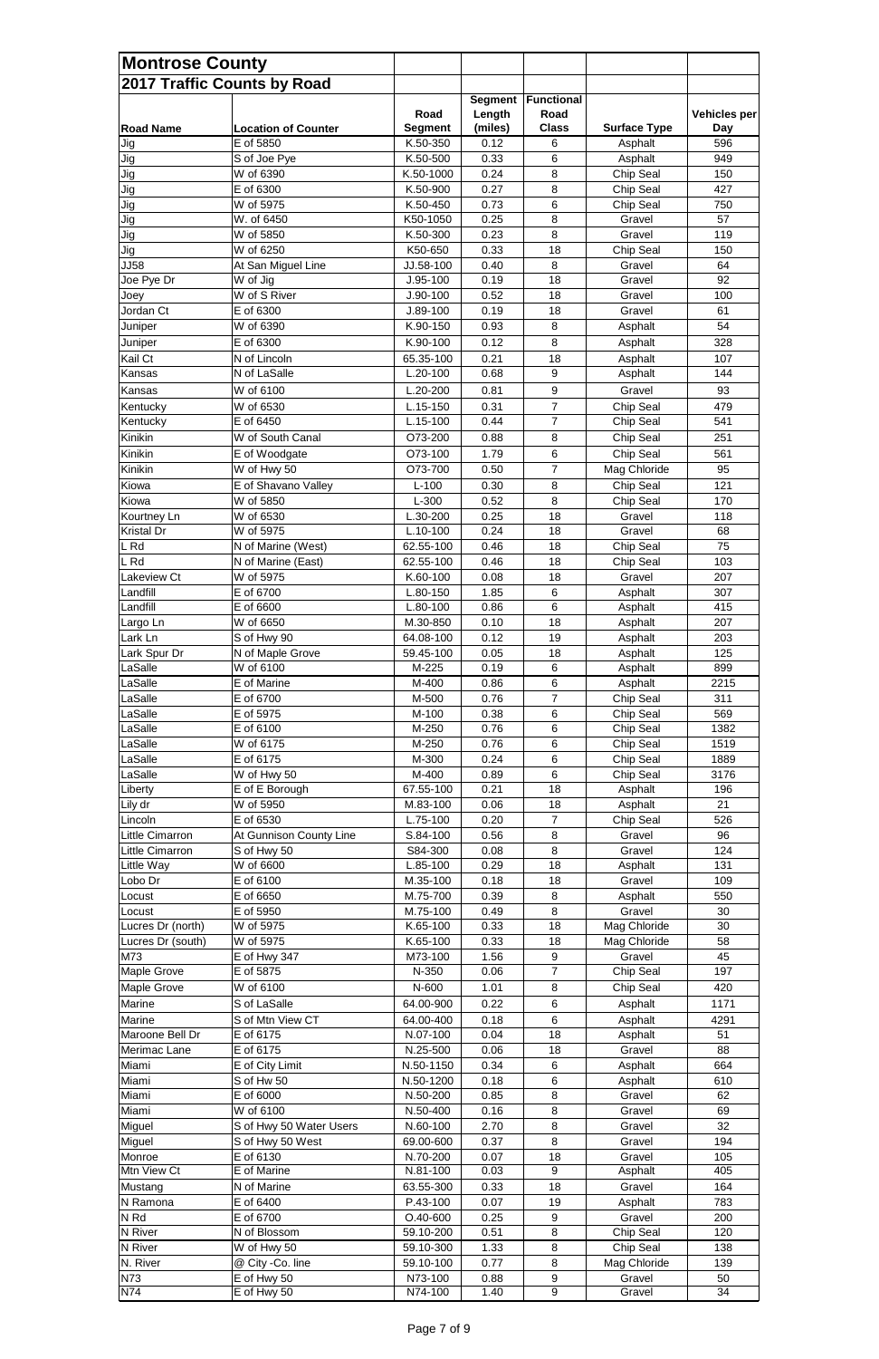## Montrose County

### 2017 Traffic Counts by Road

| Road Name | Location of Counter | Road Segment | Segment Length (miles) | Functional Road Class | Surface Type | Vehicles per Day |
|---|---|---|---|---|---|---|
| Jig | E of 5850 | K.50-350 | 0.12 | 6 | Asphalt | 596 |
| Jig | S of Joe Pye | K.50-500 | 0.33 | 6 | Asphalt | 949 |
| Jig | W of 6390 | K.50-1000 | 0.24 | 8 | Chip Seal | 150 |
| Jig | E of 6300 | K.50-900 | 0.27 | 8 | Chip Seal | 427 |
| Jig | W of 5975 | K.50-450 | 0.73 | 6 | Chip Seal | 750 |
| Jig | W. of 6450 | K50-1050 | 0.25 | 8 | Gravel | 57 |
| Jig | W of 5850 | K.50-300 | 0.23 | 8 | Gravel | 119 |
| Jig | W of 6250 | K50-650 | 0.33 | 18 | Chip Seal | 150 |
| JJ58 | At San Miguel Line | JJ.58-100 | 0.40 | 8 | Gravel | 64 |
| Joe Pye Dr | W of Jig | J.95-100 | 0.19 | 18 | Gravel | 92 |
| Joey | W of S River | J.90-100 | 0.52 | 18 | Gravel | 100 |
| Jordan Ct | E of 6300 | J.89-100 | 0.19 | 18 | Gravel | 61 |
| Juniper | W of 6390 | K.90-150 | 0.93 | 8 | Asphalt | 54 |
| Juniper | E of 6300 | K.90-100 | 0.12 | 8 | Asphalt | 328 |
| Kail Ct | N of Lincoln | 65.35-100 | 0.21 | 18 | Asphalt | 107 |
| Kansas | N of LaSalle | L.20-100 | 0.68 | 9 | Asphalt | 144 |
| Kansas | W of 6100 | L.20-200 | 0.81 | 9 | Gravel | 93 |
| Kentucky | W of 6530 | L.15-150 | 0.31 | 7 | Chip Seal | 479 |
| Kentucky | E of 6450 | L.15-100 | 0.44 | 7 | Chip Seal | 541 |
| Kinikin | W of South Canal | O73-200 | 0.88 | 8 | Chip Seal | 251 |
| Kinikin | E of Woodgate | O73-100 | 1.79 | 6 | Chip Seal | 561 |
| Kinikin | W of Hwy 50 | O73-700 | 0.50 | 7 | Mag Chloride | 95 |
| Kiowa | E of Shavano Valley | L-100 | 0.30 | 8 | Chip Seal | 121 |
| Kiowa | W of 5850 | L-300 | 0.52 | 8 | Chip Seal | 170 |
| Kourtney Ln | W of 6530 | L.30-200 | 0.25 | 18 | Gravel | 118 |
| Kristal Dr | W of 5975 | L.10-100 | 0.24 | 18 | Gravel | 68 |
| L Rd | N of Marine (West) | 62.55-100 | 0.46 | 18 | Chip Seal | 75 |
| L Rd | N of Marine (East) | 62.55-100 | 0.46 | 18 | Chip Seal | 103 |
| Lakeview Ct | W of 5975 | K.60-100 | 0.08 | 18 | Gravel | 207 |
| Landfill | E of 6700 | L.80-150 | 1.85 | 6 | Asphalt | 307 |
| Landfill | E of 6600 | L.80-100 | 0.86 | 6 | Asphalt | 415 |
| Largo Ln | W of 6650 | M.30-850 | 0.10 | 18 | Asphalt | 207 |
| Lark Ln | S of Hwy 90 | 64.08-100 | 0.12 | 19 | Asphalt | 203 |
| Lark Spur Dr | N of Maple Grove | 59.45-100 | 0.05 | 18 | Asphalt | 125 |
| LaSalle | W of 6100 | M-225 | 0.19 | 6 | Asphalt | 899 |
| LaSalle | E of Marine | M-400 | 0.86 | 6 | Asphalt | 2215 |
| LaSalle | E of 6700 | M-500 | 0.76 | 7 | Chip Seal | 311 |
| LaSalle | E of 5975 | M-100 | 0.38 | 6 | Chip Seal | 569 |
| LaSalle | E of 6100 | M-250 | 0.76 | 6 | Chip Seal | 1382 |
| LaSalle | W of 6175 | M-250 | 0.76 | 6 | Chip Seal | 1519 |
| LaSalle | E of 6175 | M-300 | 0.24 | 6 | Chip Seal | 1889 |
| LaSalle | W of Hwy 50 | M-400 | 0.89 | 6 | Chip Seal | 3176 |
| Liberty | E of E Borough | 67.55-100 | 0.21 | 18 | Asphalt | 196 |
| Lily dr | W of 5950 | M.83-100 | 0.06 | 18 | Asphalt | 21 |
| Lincoln | E of 6530 | L.75-100 | 0.20 | 7 | Chip Seal | 526 |
| Little Cimarron | At Gunnison County Line | S.84-100 | 0.56 | 8 | Gravel | 96 |
| Little Cimarron | S of Hwy 50 | S84-300 | 0.08 | 8 | Gravel | 124 |
| Little Way | W of 6600 | L.85-100 | 0.29 | 18 | Asphalt | 131 |
| Lobo Dr | E of 6100 | M.35-100 | 0.18 | 18 | Gravel | 109 |
| Locust | E of 6650 | M.75-700 | 0.39 | 8 | Asphalt | 550 |
| Locust | E of 5950 | M.75-100 | 0.49 | 8 | Gravel | 30 |
| Lucres Dr (north) | W of 5975 | K.65-100 | 0.33 | 18 | Mag Chloride | 30 |
| Lucres Dr (south) | W of 5975 | K.65-100 | 0.33 | 18 | Mag Chloride | 58 |
| M73 | E of Hwy 347 | M73-100 | 1.56 | 9 | Gravel | 45 |
| Maple Grove | E of 5875 | N-350 | 0.06 | 7 | Chip Seal | 197 |
| Maple Grove | W of 6100 | N-600 | 1.01 | 8 | Chip Seal | 420 |
| Marine | S of LaSalle | 64.00-900 | 0.22 | 6 | Asphalt | 1171 |
| Marine | S of Mtn View CT | 64.00-400 | 0.18 | 6 | Asphalt | 4291 |
| Maroone Bell Dr | E of 6175 | N.07-100 | 0.04 | 18 | Asphalt | 51 |
| Merimac Lane | E of 6175 | N.25-500 | 0.06 | 18 | Gravel | 88 |
| Miami | E of City Limit | N.50-1150 | 0.34 | 6 | Asphalt | 664 |
| Miami | S of Hw 50 | N.50-1200 | 0.18 | 6 | Asphalt | 610 |
| Miami | E of 6000 | N.50-200 | 0.85 | 8 | Gravel | 62 |
| Miami | W of 6100 | N.50-400 | 0.16 | 8 | Gravel | 69 |
| Miguel | S of Hwy 50 Water Users | N.60-100 | 2.70 | 8 | Gravel | 32 |
| Miguel | S of Hwy 50 West | 69.00-600 | 0.37 | 8 | Gravel | 194 |
| Monroe | E of 6130 | N.70-200 | 0.07 | 18 | Gravel | 105 |
| Mtn View Ct | E of Marine | N.81-100 | 0.03 | 9 | Asphalt | 405 |
| Mustang | N of Marine | 63.55-300 | 0.33 | 18 | Gravel | 164 |
| N Ramona | E of 6400 | P.43-100 | 0.07 | 19 | Asphalt | 783 |
| N Rd | E of 6700 | O.40-600 | 0.25 | 9 | Gravel | 200 |
| N River | N of Blossom | 59.10-200 | 0.51 | 8 | Chip Seal | 120 |
| N River | W of Hwy 50 | 59.10-300 | 1.33 | 8 | Chip Seal | 138 |
| N. River | @ City -Co. line | 59.10-100 | 0.77 | 8 | Mag Chloride | 139 |
| N73 | E of Hwy 50 | N73-100 | 0.88 | 9 | Gravel | 50 |
| N74 | E of Hwy 50 | N74-100 | 1.40 | 9 | Gravel | 34 |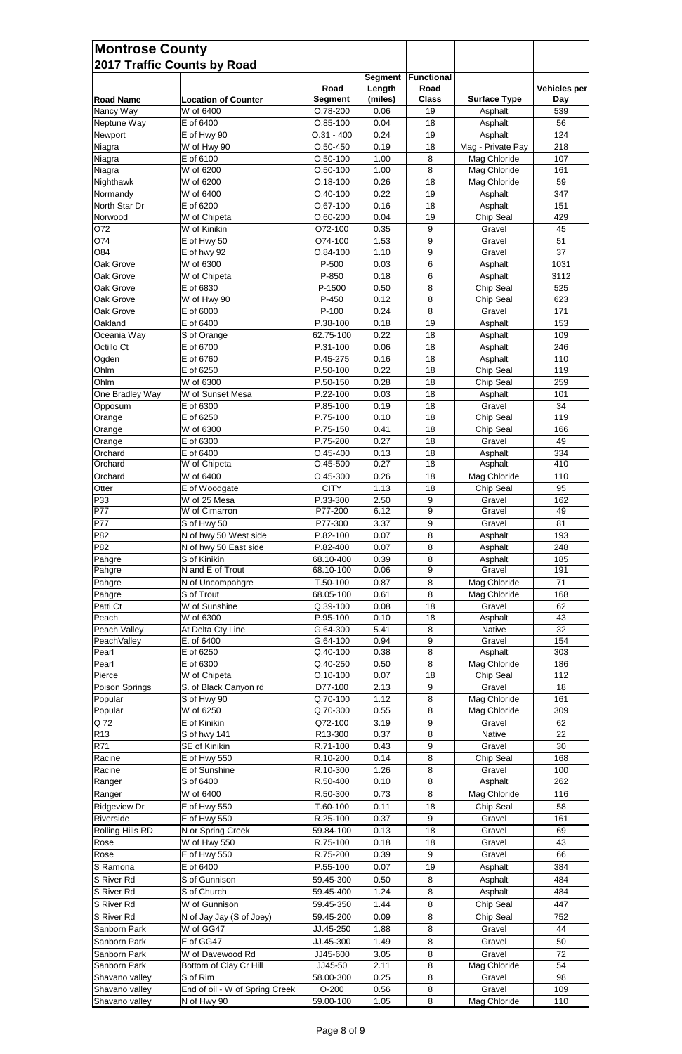# Montrose County

## 2017 Traffic Counts by Road

| Road Name | Location of Counter | Road Segment | Segment Length (miles) | Functional Road Class | Surface Type | Vehicles per Day |
|---|---|---|---|---|---|---|
| Nancy Way | W of 6400 | O.78-200 | 0.06 | 19 | Asphalt | 539 |
| Neptune Way | E of 6400 | O.85-100 | 0.04 | 18 | Asphalt | 56 |
| Newport | E of Hwy 90 | O.31 - 400 | 0.24 | 19 | Asphalt | 124 |
| Niagra | W of Hwy 90 | O.50-450 | 0.19 | 18 | Mag - Private Pay | 218 |
| Niagra | E of 6100 | O.50-100 | 1.00 | 8 | Mag Chloride | 107 |
| Niagra | W of 6200 | O.50-100 | 1.00 | 8 | Mag Chloride | 161 |
| Nighthawk | W of 6200 | O.18-100 | 0.26 | 18 | Mag Chloride | 59 |
| Normandy | W of 6400 | O.40-100 | 0.22 | 19 | Asphalt | 347 |
| North Star Dr | E of 6200 | O.67-100 | 0.16 | 18 | Asphalt | 151 |
| Norwood | W of Chipeta | O.60-200 | 0.04 | 19 | Chip Seal | 429 |
| O72 | W of Kinikin | O72-100 | 0.35 | 9 | Gravel | 45 |
| O74 | E of Hwy 50 | O74-100 | 1.53 | 9 | Gravel | 51 |
| O84 | E of hwy 92 | O.84-100 | 1.10 | 9 | Gravel | 37 |
| Oak Grove | W of 6300 | P-500 | 0.03 | 6 | Asphalt | 1031 |
| Oak Grove | W of Chipeta | P-850 | 0.18 | 6 | Asphalt | 3112 |
| Oak Grove | E of 6830 | P-1500 | 0.50 | 8 | Chip Seal | 525 |
| Oak Grove | W of Hwy 90 | P-450 | 0.12 | 8 | Chip Seal | 623 |
| Oak Grove | E of 6000 | P-100 | 0.24 | 8 | Gravel | 171 |
| Oakland | E of 6400 | P.38-100 | 0.18 | 19 | Asphalt | 153 |
| Oceania Way | S of Orange | 62.75-100 | 0.22 | 18 | Asphalt | 109 |
| Octillo Ct | E of 6700 | P.31-100 | 0.06 | 18 | Asphalt | 246 |
| Ogden | E of 6760 | P.45-275 | 0.16 | 18 | Asphalt | 110 |
| Ohlm | E of 6250 | P.50-100 | 0.22 | 18 | Chip Seal | 119 |
| Ohlm | W of 6300 | P.50-150 | 0.28 | 18 | Chip Seal | 259 |
| One Bradley Way | W of Sunset Mesa | P.22-100 | 0.03 | 18 | Asphalt | 101 |
| Opposum | E of 6300 | P.85-100 | 0.19 | 18 | Gravel | 34 |
| Orange | E of 6250 | P.75-100 | 0.10 | 18 | Chip Seal | 119 |
| Orange | W of 6300 | P.75-150 | 0.41 | 18 | Chip Seal | 166 |
| Orange | E of 6300 | P.75-200 | 0.27 | 18 | Gravel | 49 |
| Orchard | E of 6400 | O.45-400 | 0.13 | 18 | Asphalt | 334 |
| Orchard | W of Chipeta | O.45-500 | 0.27 | 18 | Asphalt | 410 |
| Orchard | W of 6400 | O.45-300 | 0.26 | 18 | Mag Chloride | 110 |
| Otter | E of Woodgate | CITY | 1.13 | 18 | Chip Seal | 95 |
| P33 | W of 25 Mesa | P.33-300 | 2.50 | 9 | Gravel | 162 |
| P77 | W of Cimarron | P77-200 | 6.12 | 9 | Gravel | 49 |
| P77 | S of Hwy 50 | P77-300 | 3.37 | 9 | Gravel | 81 |
| P82 | N of hwy 50 West side | P.82-100 | 0.07 | 8 | Asphalt | 193 |
| P82 | N of hwy 50 East side | P.82-400 | 0.07 | 8 | Asphalt | 248 |
| Pahgre | S of Kinikin | 68.10-400 | 0.39 | 8 | Asphalt | 185 |
| Pahgre | N and E of Trout | 68.10-100 | 0.06 | 9 | Gravel | 191 |
| Pahgre | N of Uncompahgre | T.50-100 | 0.87 | 8 | Mag Chloride | 71 |
| Pahgre | S of Trout | 68.05-100 | 0.61 | 8 | Mag Chloride | 168 |
| Patti Ct | W of Sunshine | Q.39-100 | 0.08 | 18 | Gravel | 62 |
| Peach | W of 6300 | P.95-100 | 0.10 | 18 | Asphalt | 43 |
| Peach Valley | At Delta Cty Line | G.64-300 | 5.41 | 8 | Native | 32 |
| PeachValley | E. of 6400 | G.64-100 | 0.94 | 9 | Gravel | 154 |
| Pearl | E of 6250 | Q.40-100 | 0.38 | 8 | Asphalt | 303 |
| Pearl | E of 6300 | Q.40-250 | 0.50 | 8 | Mag Chloride | 186 |
| Pierce | W of Chipeta | O.10-100 | 0.07 | 18 | Chip Seal | 112 |
| Poison Springs | S. of Black Canyon rd | D77-100 | 2.13 | 9 | Gravel | 18 |
| Popular | S of Hwy 90 | Q.70-100 | 1.12 | 8 | Mag Chloride | 161 |
| Popular | W of 6250 | Q.70-300 | 0.55 | 8 | Mag Chloride | 309 |
| Q 72 | E of Kinikin | Q72-100 | 3.19 | 9 | Gravel | 62 |
| R13 | S of hwy 141 | R13-300 | 0.37 | 8 | Native | 22 |
| R71 | SE of Kinikin | R.71-100 | 0.43 | 9 | Gravel | 30 |
| Racine | E of Hwy 550 | R.10-200 | 0.14 | 8 | Chip Seal | 168 |
| Racine | E of Sunshine | R.10-300 | 1.26 | 8 | Gravel | 100 |
| Ranger | S of 6400 | R.50-400 | 0.10 | 8 | Asphalt | 262 |
| Ranger | W of 6400 | R.50-300 | 0.73 | 8 | Mag Chloride | 116 |
| Ridgeview Dr | E of Hwy 550 | T.60-100 | 0.11 | 18 | Chip Seal | 58 |
| Riverside | E of Hwy 550 | R.25-100 | 0.37 | 9 | Gravel | 161 |
| Rolling Hills RD | N or Spring Creek | 59.84-100 | 0.13 | 18 | Gravel | 69 |
| Rose | W of Hwy 550 | R.75-100 | 0.18 | 18 | Gravel | 43 |
| Rose | E of Hwy 550 | R.75-200 | 0.39 | 9 | Gravel | 66 |
| S Ramona | E of 6400 | P.55-100 | 0.07 | 19 | Asphalt | 384 |
| S River Rd | S of Gunnison | 59.45-300 | 0.50 | 8 | Asphalt | 484 |
| S River Rd | S of Church | 59.45-400 | 1.24 | 8 | Asphalt | 484 |
| S River Rd | W of Gunnison | 59.45-350 | 1.44 | 8 | Chip Seal | 447 |
| S River Rd | N of Jay Jay (S of Joey) | 59.45-200 | 0.09 | 8 | Chip Seal | 752 |
| Sanborn Park | W of GG47 | JJ.45-250 | 1.88 | 8 | Gravel | 44 |
| Sanborn Park | E of GG47 | JJ.45-300 | 1.49 | 8 | Gravel | 50 |
| Sanborn Park | W of Davewood Rd | JJ45-600 | 3.05 | 8 | Gravel | 72 |
| Sanborn Park | Bottom of Clay Cr Hill | JJ45-50 | 2.11 | 8 | Mag Chloride | 54 |
| Shavano valley | S of Rim | 58.00-300 | 0.25 | 8 | Gravel | 98 |
| Shavano valley | End of oil - W of Spring Creek | O-200 | 0.56 | 8 | Gravel | 109 |
| Shavano valley | N of Hwy 90 | 59.00-100 | 1.05 | 8 | Mag Chloride | 110 |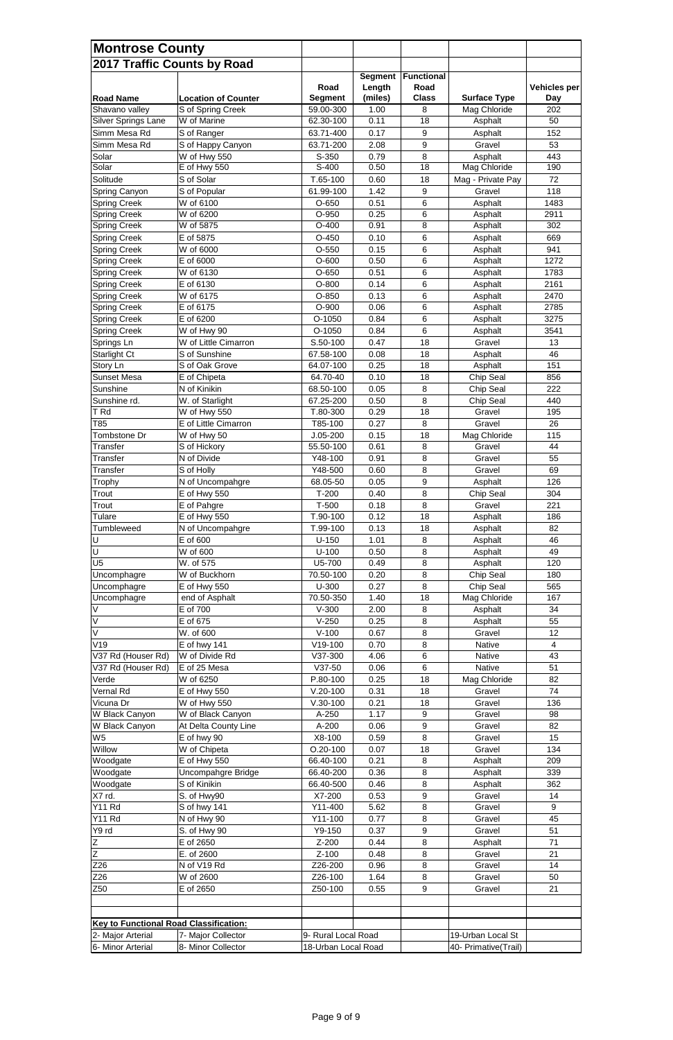# Montrose County

## 2017 Traffic Counts by Road

| Road Name | Location of Counter | Road Segment | Segment Length (miles) | Functional Road Class | Surface Type | Vehicles per Day |
|---|---|---|---|---|---|---|
| Shavano valley | S of Spring Creek | 59.00-300 | 1.00 | 8 | Mag Chloride | 202 |
| Silver Springs Lane | W of Marine | 62.30-100 | 0.11 | 18 | Asphalt | 50 |
| Simm Mesa Rd | S of Ranger | 63.71-400 | 0.17 | 9 | Asphalt | 152 |
| Simm Mesa Rd | S of Happy Canyon | 63.71-200 | 2.08 | 9 | Gravel | 53 |
| Solar | W of Hwy 550 | S-350 | 0.79 | 8 | Asphalt | 443 |
| Solar | E of Hwy 550 | S-400 | 0.50 | 18 | Mag Chloride | 190 |
| Solitude | S of Solar | T.65-100 | 0.60 | 18 | Mag - Private Pay | 72 |
| Spring Canyon | S of Popular | 61.99-100 | 1.42 | 9 | Gravel | 118 |
| Spring Creek | W of 6100 | O-650 | 0.51 | 6 | Asphalt | 1483 |
| Spring Creek | W of 6200 | O-950 | 0.25 | 6 | Asphalt | 2911 |
| Spring Creek | W of 5875 | O-400 | 0.91 | 8 | Asphalt | 302 |
| Spring Creek | E of 5875 | O-450 | 0.10 | 6 | Asphalt | 669 |
| Spring Creek | W of 6000 | O-550 | 0.15 | 6 | Asphalt | 941 |
| Spring Creek | E of 6000 | O-600 | 0.50 | 6 | Asphalt | 1272 |
| Spring Creek | W of 6130 | O-650 | 0.51 | 6 | Asphalt | 1783 |
| Spring Creek | E of 6130 | O-800 | 0.14 | 6 | Asphalt | 2161 |
| Spring Creek | W of 6175 | O-850 | 0.13 | 6 | Asphalt | 2470 |
| Spring Creek | E of 6175 | O-900 | 0.06 | 6 | Asphalt | 2785 |
| Spring Creek | E of 6200 | O-1050 | 0.84 | 6 | Asphalt | 3275 |
| Spring Creek | W of Hwy 90 | O-1050 | 0.84 | 6 | Asphalt | 3541 |
| Springs Ln | W of Little Cimarron | S.50-100 | 0.47 | 18 | Gravel | 13 |
| Starlight Ct | S of Sunshine | 67.58-100 | 0.08 | 18 | Asphalt | 46 |
| Story Ln | S of Oak Grove | 64.07-100 | 0.25 | 18 | Asphalt | 151 |
| Sunset Mesa | E of Chipeta | 64.70-40 | 0.10 | 18 | Chip Seal | 856 |
| Sunshine | N of Kinikin | 68.50-100 | 0.05 | 8 | Chip Seal | 222 |
| Sunshine rd. | W. of Starlight | 67.25-200 | 0.50 | 8 | Chip Seal | 440 |
| T Rd | W of Hwy 550 | T.80-300 | 0.29 | 18 | Gravel | 195 |
| T85 | E of Little Cimarron | T85-100 | 0.27 | 8 | Gravel | 26 |
| Tombstone Dr | W of Hwy 50 | J.05-200 | 0.15 | 18 | Mag Chloride | 115 |
| Transfer | S of Hickory | 55.50-100 | 0.61 | 8 | Gravel | 44 |
| Transfer | N of Divide | Y48-100 | 0.91 | 8 | Gravel | 55 |
| Transfer | S of Holly | Y48-500 | 0.60 | 8 | Gravel | 69 |
| Trophy | N of Uncompahgre | 68.05-50 | 0.05 | 9 | Asphalt | 126 |
| Trout | E of Hwy 550 | T-200 | 0.40 | 8 | Chip Seal | 304 |
| Trout | E of Pahgre | T-500 | 0.18 | 8 | Gravel | 221 |
| Tulare | E of Hwy 550 | T.90-100 | 0.12 | 18 | Asphalt | 186 |
| Tumbleweed | N of Uncompahgre | T.99-100 | 0.13 | 18 | Asphalt | 82 |
| U | E of 600 | U-150 | 1.01 | 8 | Asphalt | 46 |
| U | W of 600 | U-100 | 0.50 | 8 | Asphalt | 49 |
| U5 | W. of 575 | U5-700 | 0.49 | 8 | Asphalt | 120 |
| Uncomphagre | W of Buckhorn | 70.50-100 | 0.20 | 8 | Chip Seal | 180 |
| Uncomphagre | E of Hwy 550 | U-300 | 0.27 | 8 | Chip Seal | 565 |
| Uncomphagre | end of Asphalt | 70.50-350 | 1.40 | 18 | Mag Chloride | 167 |
| V | E of 700 | V-300 | 2.00 | 8 | Asphalt | 34 |
| V | E of 675 | V-250 | 0.25 | 8 | Asphalt | 55 |
| V | W. of 600 | V-100 | 0.67 | 8 | Gravel | 12 |
| V19 | E of hwy 141 | V19-100 | 0.70 | 8 | Native | 4 |
| V37 Rd (Houser Rd) | W of Divide Rd | V37-300 | 4.06 | 6 | Native | 43 |
| V37 Rd (Houser Rd) | E of 25 Mesa | V37-50 | 0.06 | 6 | Native | 51 |
| Verde | W of 6250 | P.80-100 | 0.25 | 18 | Mag Chloride | 82 |
| Vernal Rd | E of Hwy 550 | V.20-100 | 0.31 | 18 | Gravel | 74 |
| Vicuna Dr | W of Hwy 550 | V.30-100 | 0.21 | 18 | Gravel | 136 |
| W Black Canyon | W of Black Canyon | A-250 | 1.17 | 9 | Gravel | 98 |
| W Black Canyon | At Delta County Line | A-200 | 0.06 | 9 | Gravel | 82 |
| W5 | E of hwy 90 | X8-100 | 0.59 | 8 | Gravel | 15 |
| Willow | W of Chipeta | O.20-100 | 0.07 | 18 | Gravel | 134 |
| Woodgate | E of Hwy 550 | 66.40-100 | 0.21 | 8 | Asphalt | 209 |
| Woodgate | Uncompahgre Bridge | 66.40-200 | 0.36 | 8 | Asphalt | 339 |
| Woodgate | S of Kinikin | 66.40-500 | 0.46 | 8 | Asphalt | 362 |
| X7 rd. | S. of Hwy90 | X7-200 | 0.53 | 9 | Gravel | 14 |
| Y11 Rd | S of hwy 141 | Y11-400 | 5.62 | 8 | Gravel | 9 |
| Y11 Rd | N of Hwy 90 | Y11-100 | 0.77 | 8 | Gravel | 45 |
| Y9 rd | S. of Hwy 90 | Y9-150 | 0.37 | 9 | Gravel | 51 |
| Z | E of 2650 | Z-200 | 0.44 | 8 | Asphalt | 71 |
| Z | E. of 2600 | Z-100 | 0.48 | 8 | Gravel | 21 |
| Z26 | N of V19 Rd | Z26-200 | 0.96 | 8 | Gravel | 14 |
| Z26 | W of 2600 | Z26-100 | 1.64 | 8 | Gravel | 50 |
| Z50 | E of 2650 | Z50-100 | 0.55 | 9 | Gravel | 21 |

**Key to Functional Road Classification:**

| | | | |
|---|---|---|---|
| 2- Major Arterial | 7- Major Collector | 9- Rural Local Road | 19-Urban Local St |
| 6- Minor Arterial | 8- Minor Collector | 18-Urban Local Road | 40- Primative(Trail) |